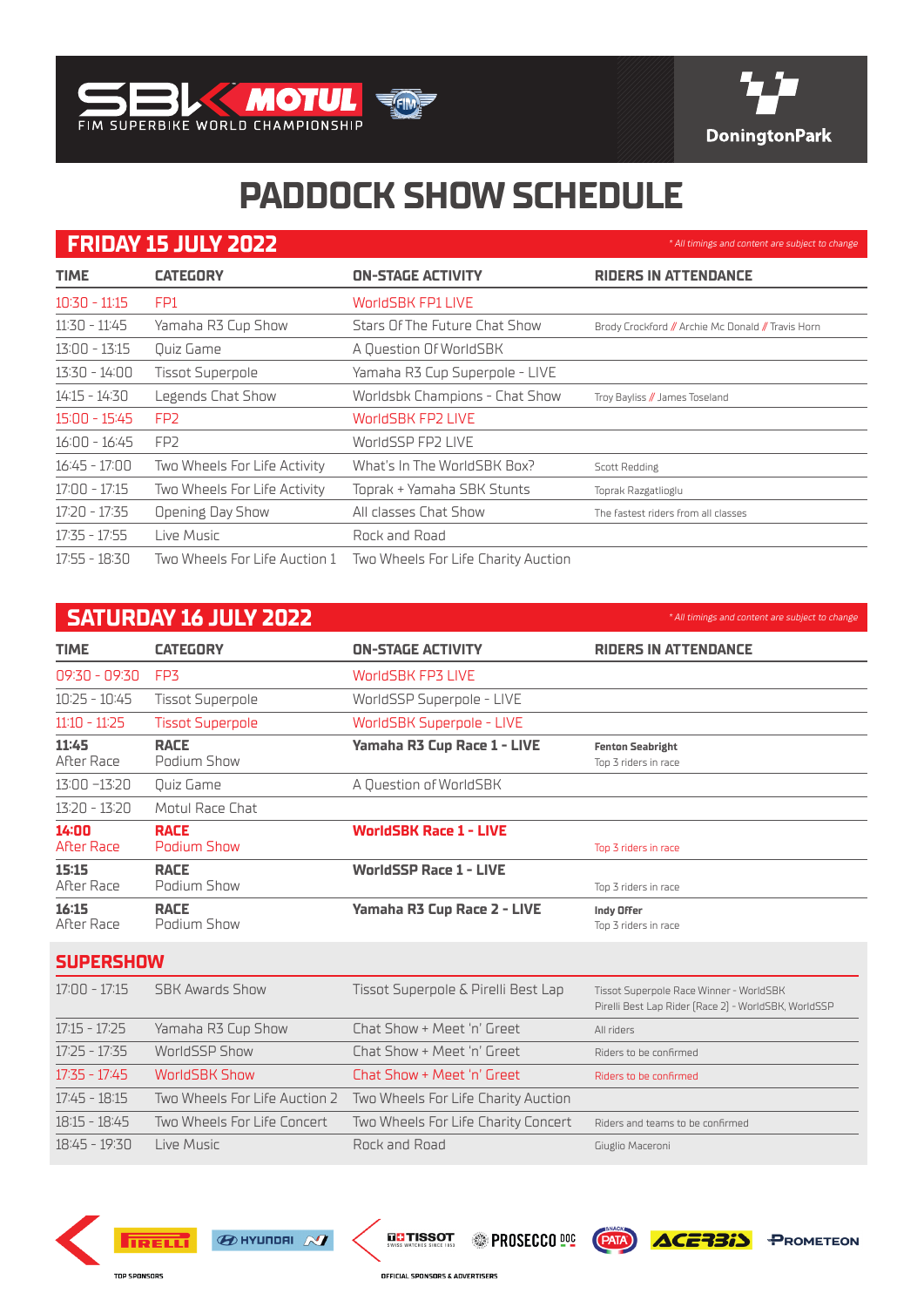SBK MOTUL FIM SUPERBIKE WORLD CHAMPIONSHIP

DoningtonPark

# PADDOCK SHOW SCHEDULE

## FRIDAY 15 JULY 2022

*\* All timings and content are subject to change*

| TIME | CATEGORY | ON-STAGE ACTIVITY | RIDERS IN ATTENDANCE |
|---|---|---|---|
| 10:30 - 11:15 | FP1 | WorldSBK FP1 LIVE | |
| 11:30 - 11:45 | Yamaha R3 Cup Show | Stars Of The Future Chat Show | Brody Crockford // Archie Mc Donald // Travis Horn |
| 13:00 - 13:15 | Quiz Game | A Question Of WorldSBK | |
| 13:30 - 14:00 | Tissot Superpole | Yamaha R3 Cup Superpole - LIVE | |
| 14:15 - 14:30 | Legends Chat Show | Worldsbk Champions - Chat Show | Troy Bayliss // James Toseland |
| 15:00 - 15:45 | FP2 | WorldSBK FP2 LIVE | |
| 16:00 - 16:45 | FP2 | WorldSSP FP2 LIVE | |
| 16:45 - 17:00 | Two Wheels For Life Activity | What's In The WorldSBK Box? | Scott Redding |
| 17:00 - 17:15 | Two Wheels For Life Activity | Toprak + Yamaha SBK Stunts | Toprak Razgatlioglu |
| 17:20 - 17:35 | Opening Day Show | All classes Chat Show | The fastest riders from all classes |
| 17:35 - 17:55 | Live Music | Rock and Road | |
| 17:55 - 18:30 | Two Wheels For Life Auction 1 | Two Wheels For Life Charity Auction | |

## SATURDAY 16 JULY 2022

*\* All timings and content are subject to change*

| TIME | CATEGORY | ON-STAGE ACTIVITY | RIDERS IN ATTENDANCE |
|---|---|---|---|
| 09:30 - 09:30 | FP3 | WorldSBK FP3 LIVE | |
| 10:25 - 10:45 | Tissot Superpole | WorldSSP Superpole - LIVE | |
| 11:10 - 11:25 | Tissot Superpole | WorldSBK Superpole - LIVE | |
| **11:45** | **RACE** | **Yamaha R3 Cup Race 1 - LIVE** | **Fenton Seabright** |
| After Race | Podium Show | | Top 3 riders in race |
| 13:00 -13:20 | Quiz Game | A Question of WorldSBK | |
| 13:20 - 13:20 | Motul Race Chat | | |
| **14:00** | **RACE** | **WorldSBK Race 1 - LIVE** | |
| After Race | Podium Show | | Top 3 riders in race |
| **15:15** | **RACE** | **WorldSSP Race 1 - LIVE** | |
| After Race | Podium Show | | Top 3 riders in race |
| **16:15** | **RACE** | **Yamaha R3 Cup Race 2 - LIVE** | **Indy Offer** |
| After Race | Podium Show | | Top 3 riders in race |

### SUPERSHOW

| TIME | CATEGORY | ON-STAGE ACTIVITY | RIDERS IN ATTENDANCE |
|---|---|---|---|
| 17:00 - 17:15 | SBK Awards Show | Tissot Superpole & Pirelli Best Lap | Tissot Superpole Race Winner - WorldSBK<br>Pirelli Best Lap Rider [Race 2] - WorldSBK, WorldSSP |
| 17:15 - 17:25 | Yamaha R3 Cup Show | Chat Show + Meet 'n' Greet | All riders |
| 17:25 - 17:35 | WorldSSP Show | Chat Show + Meet 'n' Greet | Riders to be confirmed |
| 17:35 - 17:45 | WorldSBK Show | Chat Show + Meet 'n' Greet | Riders to be confirmed |
| 17:45 - 18:15 | Two Wheels For Life Auction 2 | Two Wheels For Life Charity Auction | |
| 18:15 - 18:45 | Two Wheels For Life Concert | Two Wheels For Life Charity Concert | Riders and teams to be confirmed |
| 18:45 - 19:30 | Live Music | Rock and Road | Giuglio Maceroni |

TOP SPONSORS: PIRELLI, HYUNDAI N

OFFICIAL SPONSORS & ADVERTISERS: TISSOT, PROSECCO DOC, PATA, ACERBIS, PROMETEON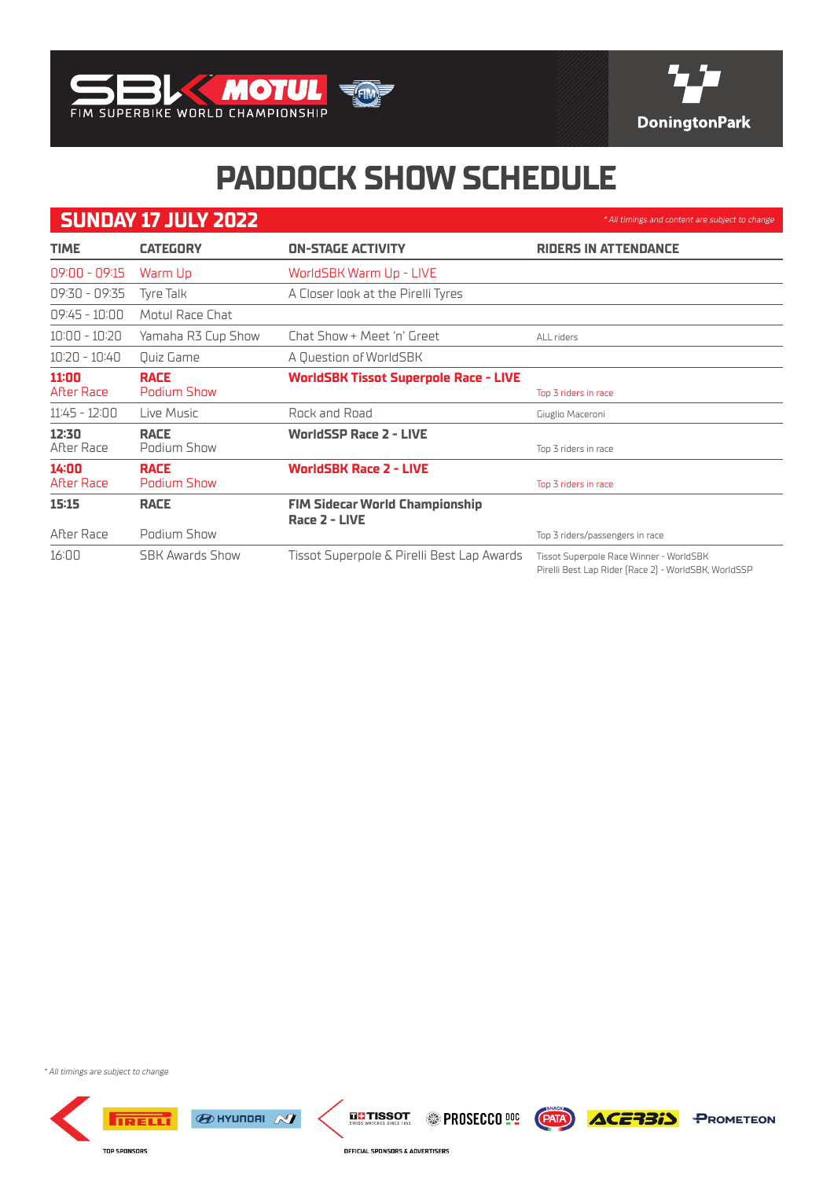SBK MOTUL FIM SUPERBIKE WORLD CHAMPIONSHIP

DoningtonPark

# PADDOCK SHOW SCHEDULE

## SUNDAY 17 JULY 2022

*\* All timings and content are subject to change*

| TIME | CATEGORY | ON-STAGE ACTIVITY | RIDERS IN ATTENDANCE |
|---|---|---|---|
| 09:00 - 09:15 | Warm Up | WorldSBK Warm Up - LIVE | |
| 09:30 - 09:35 | Tyre Talk | A Closer look at the Pirelli Tyres | |
| 09:45 - 10:00 | Motul Race Chat | | |
| 10:00 - 10:20 | Yamaha R3 Cup Show | Chat Show + Meet 'n' Greet | ALL riders |
| 10:20 - 10:40 | Quiz Game | A Question of WorldSBK | |
| **11:00** | **RACE** | **WorldSBK Tissot Superpole Race - LIVE** | |
| After Race | Podium Show | | Top 3 riders in race |
| 11:45 - 12:00 | Live Music | Rock and Road | Giuglio Maceroni |
| **12:30** | **RACE** | **WorldSSP Race 2 - LIVE** | |
| After Race | Podium Show | | Top 3 riders in race |
| **14:00** | **RACE** | **WorldSBK Race 2 - LIVE** | |
| After Race | Podium Show | | Top 3 riders in race |
| **15:15** | **RACE** | **FIM Sidecar World Championship Race 2 - LIVE** | |
| After Race | Podium Show | | Top 3 riders/passengers in race |
| 16:00 | SBK Awards Show | Tissot Superpole & Pirelli Best Lap Awards | Tissot Superpole Race Winner - WorldSBK<br>Pirelli Best Lap Rider (Race 2) - WorldSBK, WorldSSP |

*\* All timings are subject to change*

PIRELLI HYUNDAI N TISSOT PROSECCO DOC PATA ACERBIS PROMETEON

TOP SPONSORS

OFFICIAL SPONSORS & ADVERTISERS